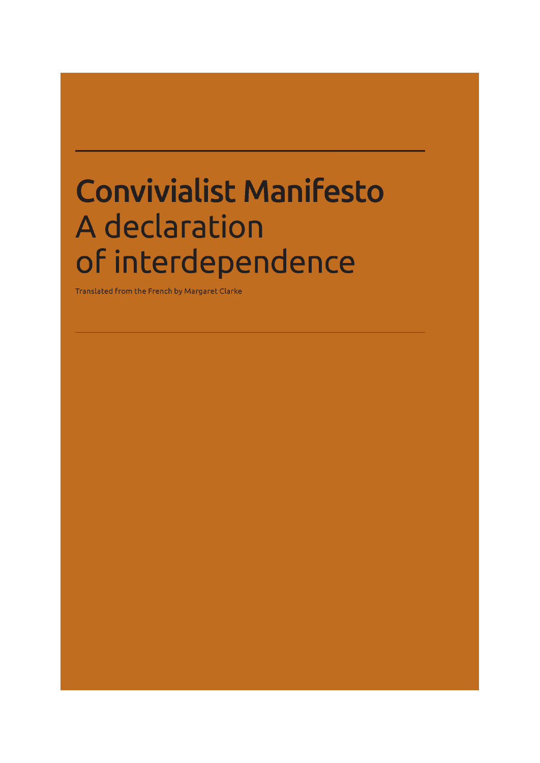# Convivialist Manifesto

## A declaration of interdependence

Translated from the French by Margaret Clarke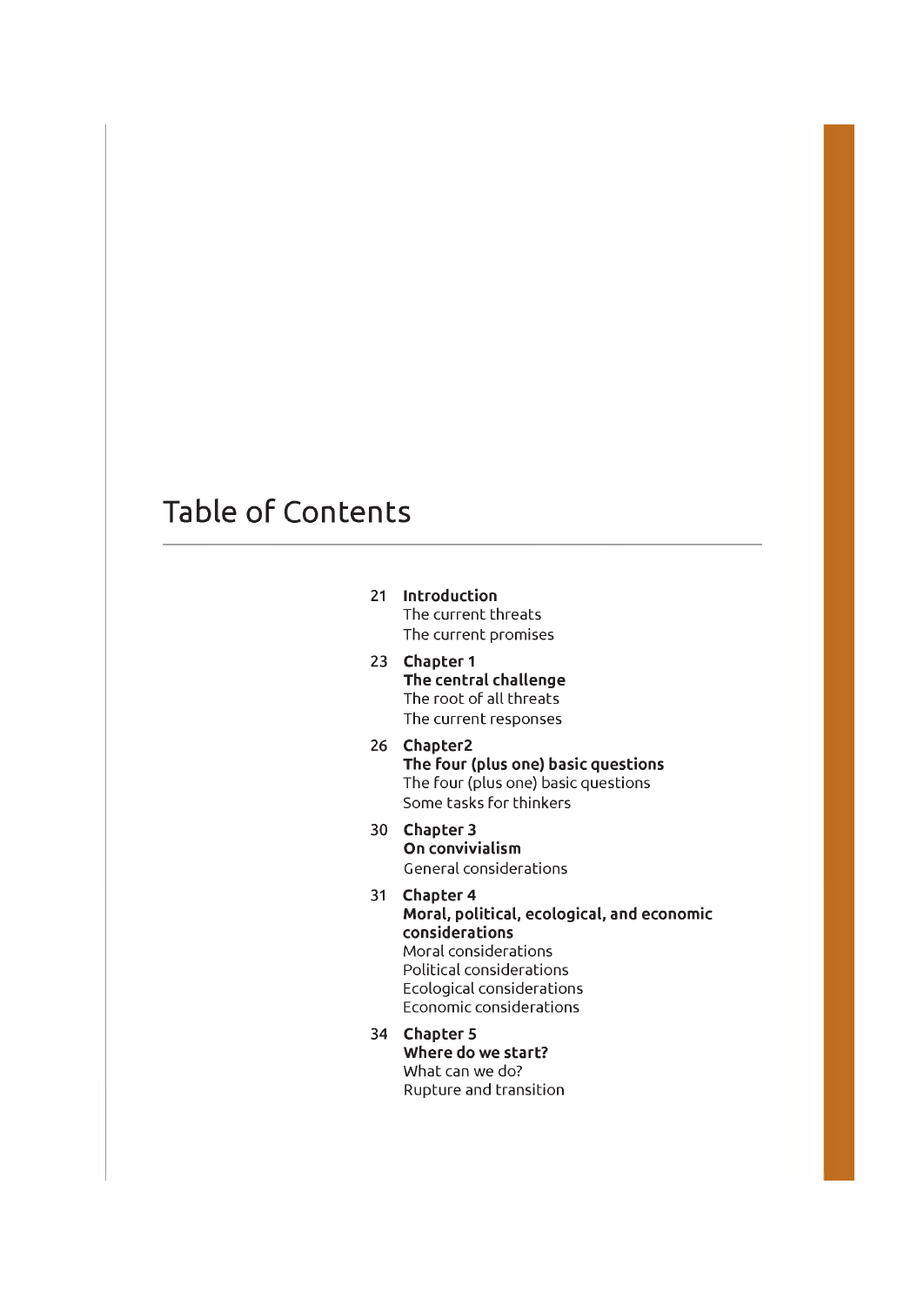# Table of Contents

21 **Introduction**
The current threats
The current promises

23 **Chapter 1**
**The central challenge**
The root of all threats
The current responses

26 **Chapter2**
**The four (plus one) basic questions**
The four (plus one) basic questions
Some tasks for thinkers

30 **Chapter 3**
**On convivialism**
General considerations

31 **Chapter 4**
**Moral, political, ecological, and economic considerations**
Moral considerations
Political considerations
Ecological considerations
Economic considerations

34 **Chapter 5**
**Where do we start?**
What can we do?
Rupture and transition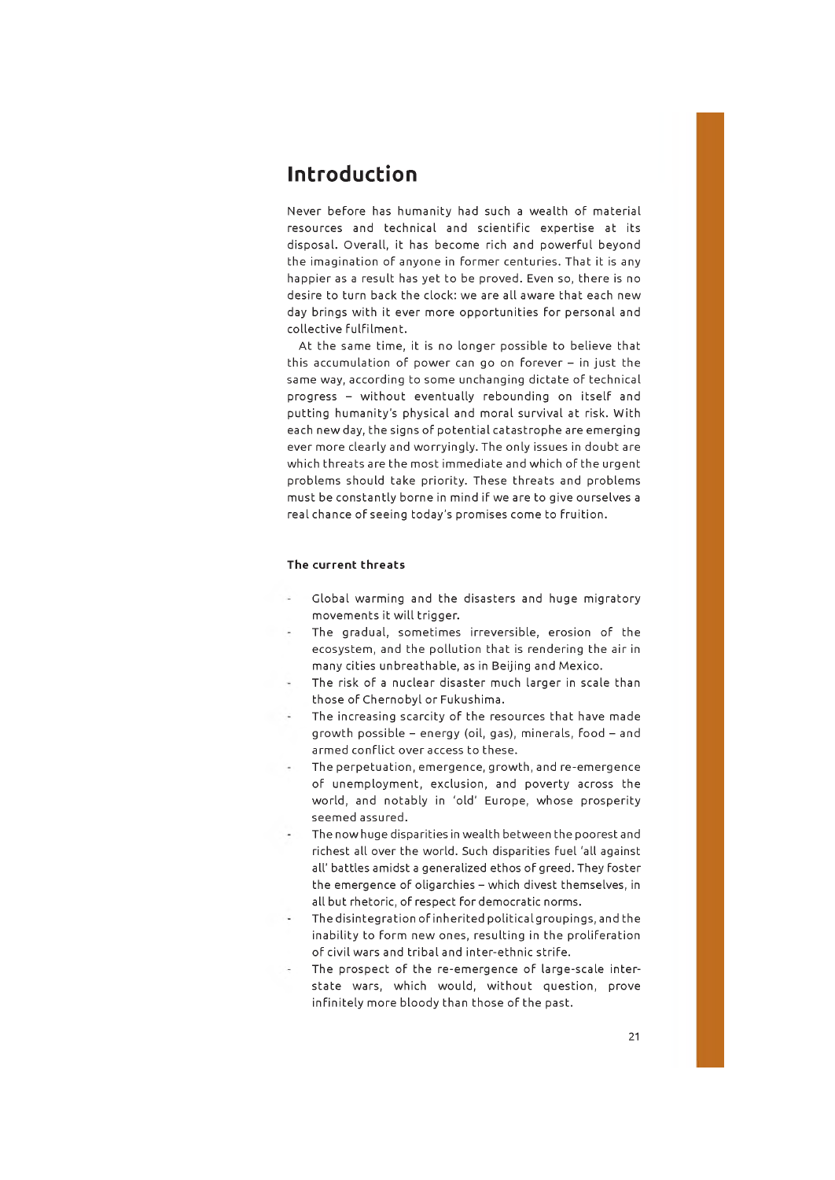# Introduction

Never before has humanity had such a wealth of material resources and technical and scientific expertise at its disposal. Overall, it has become rich and powerful beyond the imagination of anyone in former centuries. That it is any happier as a result has yet to be proved. Even so, there is no desire to turn back the clock: we are all aware that each new day brings with it ever more opportunities for personal and collective fulfilment.

At the same time, it is no longer possible to believe that this accumulation of power can go on forever – in just the same way, according to some unchanging dictate of technical progress – without eventually rebounding on itself and putting humanity's physical and moral survival at risk. With each new day, the signs of potential catastrophe are emerging ever more clearly and worryingly. The only issues in doubt are which threats are the most immediate and which of the urgent problems should take priority. These threats and problems must be constantly borne in mind if we are to give ourselves a real chance of seeing today's promises come to fruition.

### The current threats

- Global warming and the disasters and huge migratory movements it will trigger.
- The gradual, sometimes irreversible, erosion of the ecosystem, and the pollution that is rendering the air in many cities unbreathable, as in Beijing and Mexico.
- The risk of a nuclear disaster much larger in scale than those of Chernobyl or Fukushima.
- The increasing scarcity of the resources that have made growth possible – energy (oil, gas), minerals, food – and armed conflict over access to these.
- The perpetuation, emergence, growth, and re-emergence of unemployment, exclusion, and poverty across the world, and notably in 'old' Europe, whose prosperity seemed assured.
- The now huge disparities in wealth between the poorest and richest all over the world. Such disparities fuel 'all against all' battles amidst a generalized ethos of greed. They foster the emergence of oligarchies – which divest themselves, in all but rhetoric, of respect for democratic norms.
- The disintegration of inherited political groupings, and the inability to form new ones, resulting in the proliferation of civil wars and tribal and inter-ethnic strife.
- The prospect of the re-emergence of large-scale inter-state wars, which would, without question, prove infinitely more bloody than those of the past.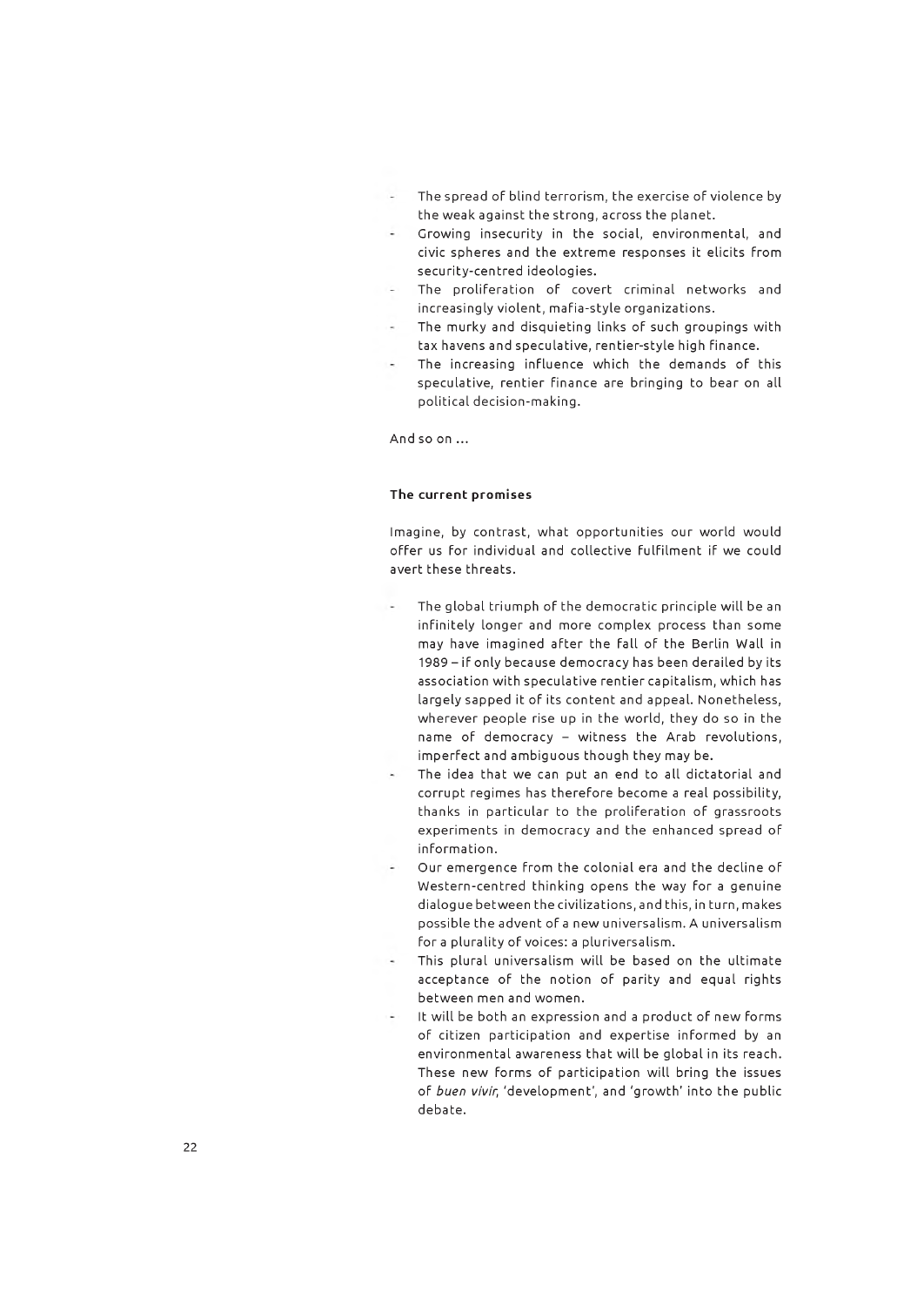- The spread of blind terrorism, the exercise of violence by the weak against the strong, across the planet.
- Growing insecurity in the social, environmental, and civic spheres and the extreme responses it elicits from security-centred ideologies.
- The proliferation of covert criminal networks and increasingly violent, mafia-style organizations.
- The murky and disquieting links of such groupings with tax havens and speculative, rentier-style high finance.
- The increasing influence which the demands of this speculative, rentier finance are bringing to bear on all political decision-making.

And so on ...

### The current promises

Imagine, by contrast, what opportunities our world would offer us for individual and collective fulfilment if we could avert these threats.

- The global triumph of the democratic principle will be an infinitely longer and more complex process than some may have imagined after the fall of the Berlin Wall in 1989 – if only because democracy has been derailed by its association with speculative rentier capitalism, which has largely sapped it of its content and appeal. Nonetheless, wherever people rise up in the world, they do so in the name of democracy – witness the Arab revolutions, imperfect and ambiguous though they may be.
- The idea that we can put an end to all dictatorial and corrupt regimes has therefore become a real possibility, thanks in particular to the proliferation of grassroots experiments in democracy and the enhanced spread of information.
- Our emergence from the colonial era and the decline of Western-centred thinking opens the way for a genuine dialogue between the civilizations, and this, in turn, makes possible the advent of a new universalism. A universalism for a plurality of voices: a pluriversalism.
- This plural universalism will be based on the ultimate acceptance of the notion of parity and equal rights between men and women.
- It will be both an expression and a product of new forms of citizen participation and expertise informed by an environmental awareness that will be global in its reach. These new forms of participation will bring the issues of *buen vivir*, 'development', and 'growth' into the public debate.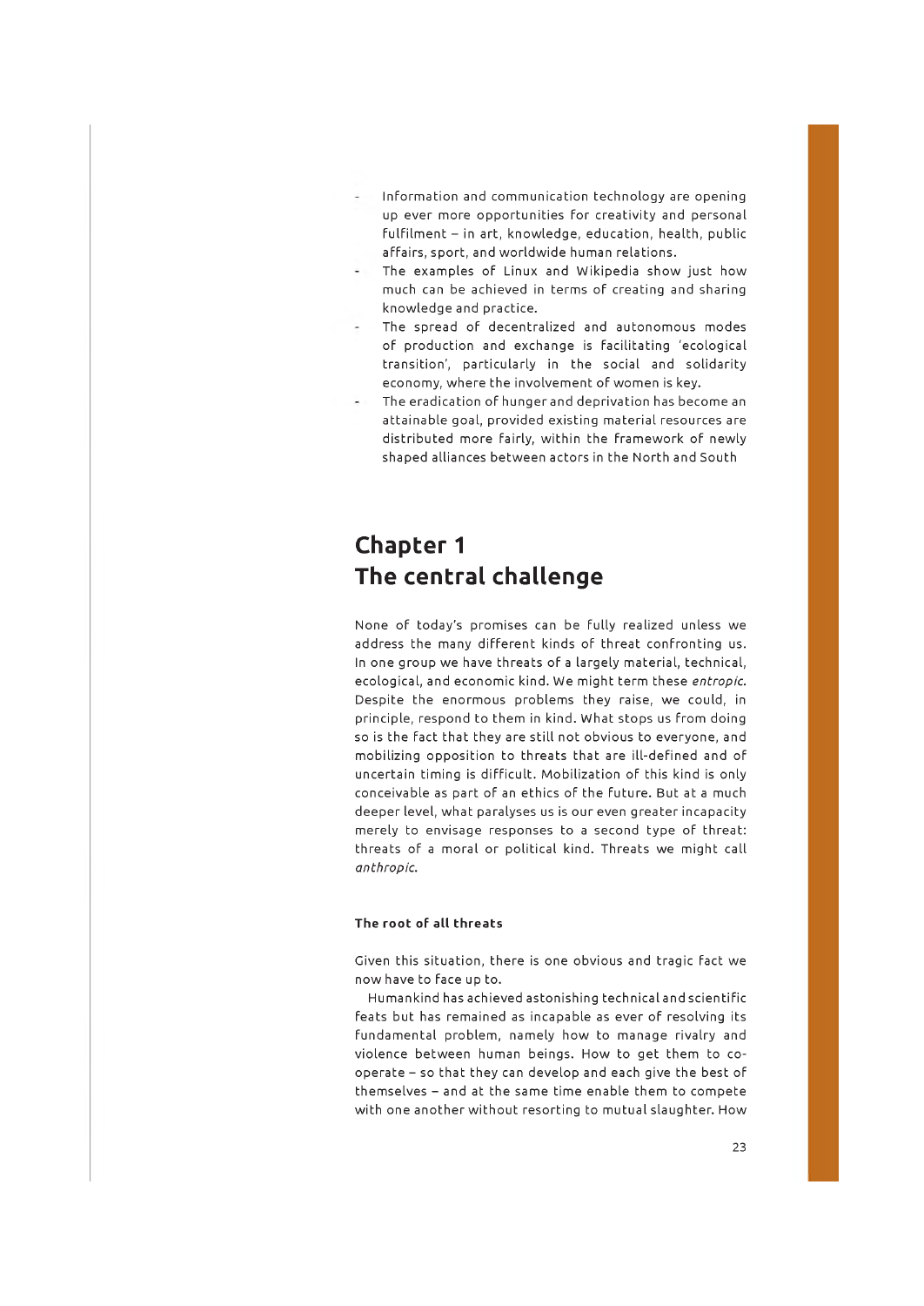- Information and communication technology are opening up ever more opportunities for creativity and personal fulfilment – in art, knowledge, education, health, public affairs, sport, and worldwide human relations.
- The examples of Linux and Wikipedia show just how much can be achieved in terms of creating and sharing knowledge and practice.
- The spread of decentralized and autonomous modes of production and exchange is facilitating 'ecological transition', particularly in the social and solidarity economy, where the involvement of women is key.
- The eradication of hunger and deprivation has become an attainable goal, provided existing material resources are distributed more fairly, within the framework of newly shaped alliances between actors in the North and South

# Chapter 1
# The central challenge

None of today's promises can be fully realized unless we address the many different kinds of threat confronting us. In one group we have threats of a largely material, technical, ecological, and economic kind. We might term these *entropic*. Despite the enormous problems they raise, we could, in principle, respond to them in kind. What stops us from doing so is the fact that they are still not obvious to everyone, and mobilizing opposition to threats that are ill-defined and of uncertain timing is difficult. Mobilization of this kind is only conceivable as part of an ethics of the future. But at a much deeper level, what paralyses us is our even greater incapacity merely to envisage responses to a second type of threat: threats of a moral or political kind. Threats we might call *anthropic*.

### The root of all threats

Given this situation, there is one obvious and tragic fact we now have to face up to.

Humankind has achieved astonishing technical and scientific feats but has remained as incapable as ever of resolving its fundamental problem, namely how to manage rivalry and violence between human beings. How to get them to co-operate – so that they can develop and each give the best of themselves – and at the same time enable them to compete with one another without resorting to mutual slaughter. How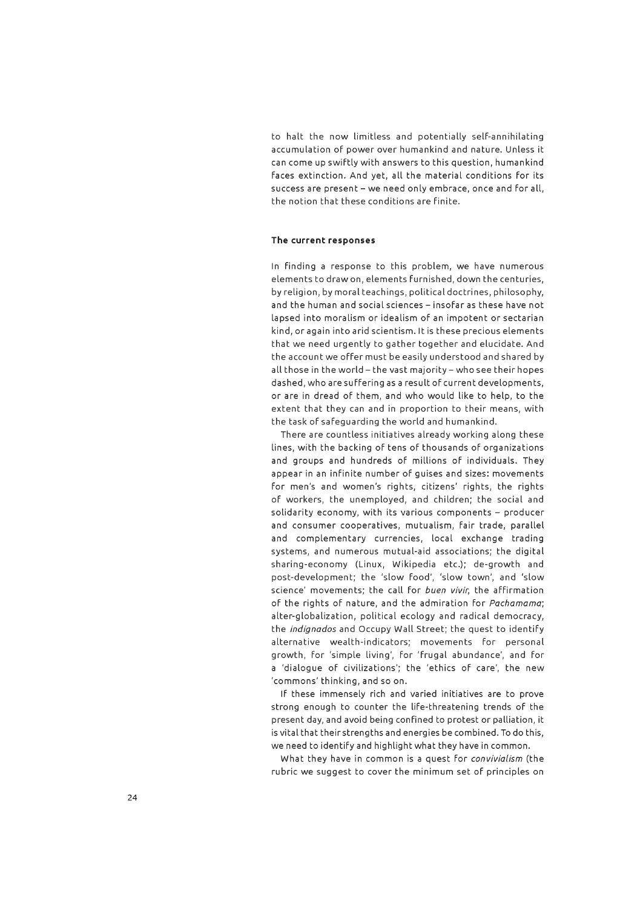to halt the now limitless and potentially self-annihilating accumulation of power over humankind and nature. Unless it can come up swiftly with answers to this question, humankind faces extinction. And yet, all the material conditions for its success are present – we need only embrace, once and for all, the notion that these conditions are finite.

#### The current responses

In finding a response to this problem, we have numerous elements to draw on, elements furnished, down the centuries, by religion, by moral teachings, political doctrines, philosophy, and the human and social sciences – insofar as these have not lapsed into moralism or idealism of an impotent or sectarian kind, or again into arid scientism. It is these precious elements that we need urgently to gather together and elucidate. And the account we offer must be easily understood and shared by all those in the world – the vast majority – who see their hopes dashed, who are suffering as a result of current developments, or are in dread of them, and who would like to help, to the extent that they can and in proportion to their means, with the task of safeguarding the world and humankind.

There are countless initiatives already working along these lines, with the backing of tens of thousands of organizations and groups and hundreds of millions of individuals. They appear in an infinite number of guises and sizes: movements for men's and women's rights, citizens' rights, the rights of workers, the unemployed, and children; the social and solidarity economy, with its various components – producer and consumer cooperatives, mutualism, fair trade, parallel and complementary currencies, local exchange trading systems, and numerous mutual-aid associations; the digital sharing-economy (Linux, Wikipedia etc.); de-growth and post-development; the 'slow food', 'slow town', and 'slow science' movements; the call for *buen vivir*, the affirmation of the rights of nature, and the admiration for *Pachamama*; alter-globalization, political ecology and radical democracy, the *indignados* and Occupy Wall Street; the quest to identify alternative wealth-indicators; movements for personal growth, for 'simple living', for 'frugal abundance', and for a 'dialogue of civilizations'; the 'ethics of care', the new 'commons' thinking, and so on.

If these immensely rich and varied initiatives are to prove strong enough to counter the life-threatening trends of the present day, and avoid being confined to protest or palliation, it is vital that their strengths and energies be combined. To do this, we need to identify and highlight what they have in common.

What they have in common is a quest for *convivialism* (the rubric we suggest to cover the minimum set of principles on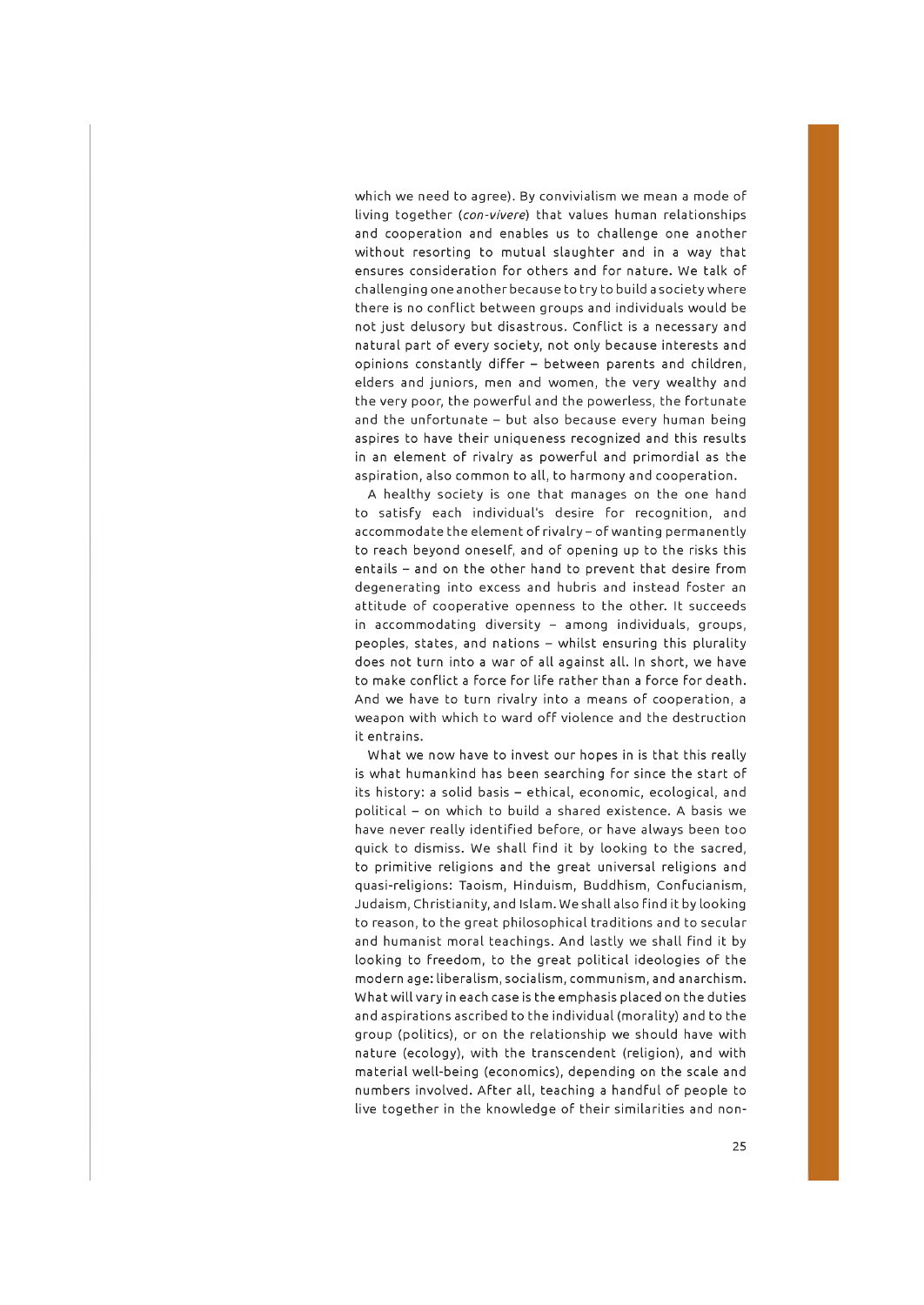which we need to agree). By convivialism we mean a mode of living together (*con-vivere*) that values human relationships and cooperation and enables us to challenge one another without resorting to mutual slaughter and in a way that ensures consideration for others and for nature. We talk of challenging one another because to try to build a society where there is no conflict between groups and individuals would be not just delusory but disastrous. Conflict is a necessary and natural part of every society, not only because interests and opinions constantly differ – between parents and children, elders and juniors, men and women, the very wealthy and the very poor, the powerful and the powerless, the fortunate and the unfortunate – but also because every human being aspires to have their uniqueness recognized and this results in an element of rivalry as powerful and primordial as the aspiration, also common to all, to harmony and cooperation.

A healthy society is one that manages on the one hand to satisfy each individual's desire for recognition, and accommodate the element of rivalry – of wanting permanently to reach beyond oneself, and of opening up to the risks this entails – and on the other hand to prevent that desire from degenerating into excess and hubris and instead foster an attitude of cooperative openness to the other. It succeeds in accommodating diversity – among individuals, groups, peoples, states, and nations – whilst ensuring this plurality does not turn into a war of all against all. In short, we have to make conflict a force for life rather than a force for death. And we have to turn rivalry into a means of cooperation, a weapon with which to ward off violence and the destruction it entrains.

What we now have to invest our hopes in is that this really is what humankind has been searching for since the start of its history: a solid basis – ethical, economic, ecological, and political – on which to build a shared existence. A basis we have never really identified before, or have always been too quick to dismiss. We shall find it by looking to the sacred, to primitive religions and the great universal religions and quasi-religions: Taoism, Hinduism, Buddhism, Confucianism, Judaism, Christianity, and Islam. We shall also find it by looking to reason, to the great philosophical traditions and to secular and humanist moral teachings. And lastly we shall find it by looking to freedom, to the great political ideologies of the modern age: liberalism, socialism, communism, and anarchism. What will vary in each case is the emphasis placed on the duties and aspirations ascribed to the individual (morality) and to the group (politics), or on the relationship we should have with nature (ecology), with the transcendent (religion), and with material well-being (economics), depending on the scale and numbers involved. After all, teaching a handful of people to live together in the knowledge of their similarities and non-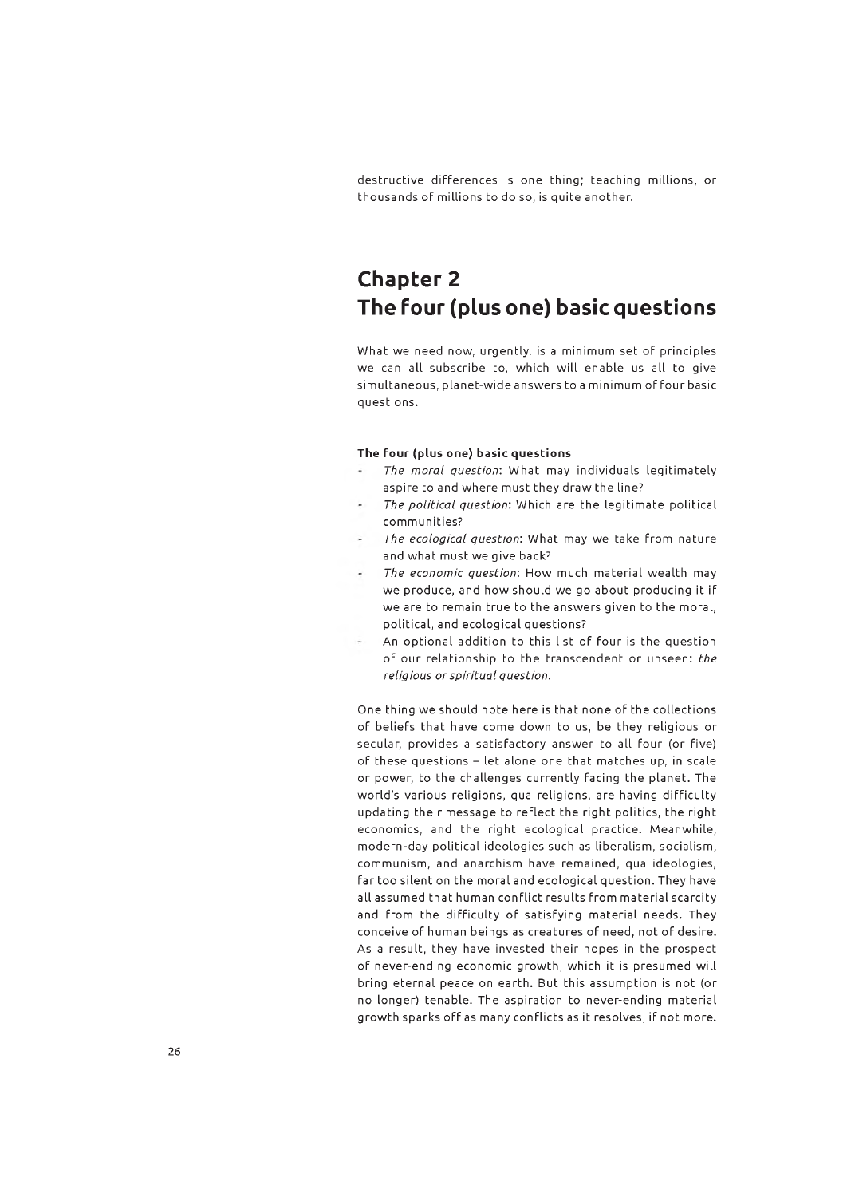destructive differences is one thing; teaching millions, or thousands of millions to do so, is quite another.

# Chapter 2
# The four (plus one) basic questions

What we need now, urgently, is a minimum set of principles we can all subscribe to, which will enable us all to give simultaneous, planet-wide answers to a minimum of four basic questions.

**The four (plus one) basic questions**

- *The moral question*: What may individuals legitimately aspire to and where must they draw the line?
- *The political question*: Which are the legitimate political communities?
- *The ecological question*: What may we take from nature and what must we give back?
- *The economic question*: How much material wealth may we produce, and how should we go about producing it if we are to remain true to the answers given to the moral, political, and ecological questions?
- An optional addition to this list of four is the question of our relationship to the transcendent or unseen: *the religious or spiritual question*.

One thing we should note here is that none of the collections of beliefs that have come down to us, be they religious or secular, provides a satisfactory answer to all four (or five) of these questions – let alone one that matches up, in scale or power, to the challenges currently facing the planet. The world's various religions, qua religions, are having difficulty updating their message to reflect the right politics, the right economics, and the right ecological practice. Meanwhile, modern-day political ideologies such as liberalism, socialism, communism, and anarchism have remained, qua ideologies, far too silent on the moral and ecological question. They have all assumed that human conflict results from material scarcity and from the difficulty of satisfying material needs. They conceive of human beings as creatures of need, not of desire. As a result, they have invested their hopes in the prospect of never-ending economic growth, which it is presumed will bring eternal peace on earth. But this assumption is not (or no longer) tenable. The aspiration to never-ending material growth sparks off as many conflicts as it resolves, if not more.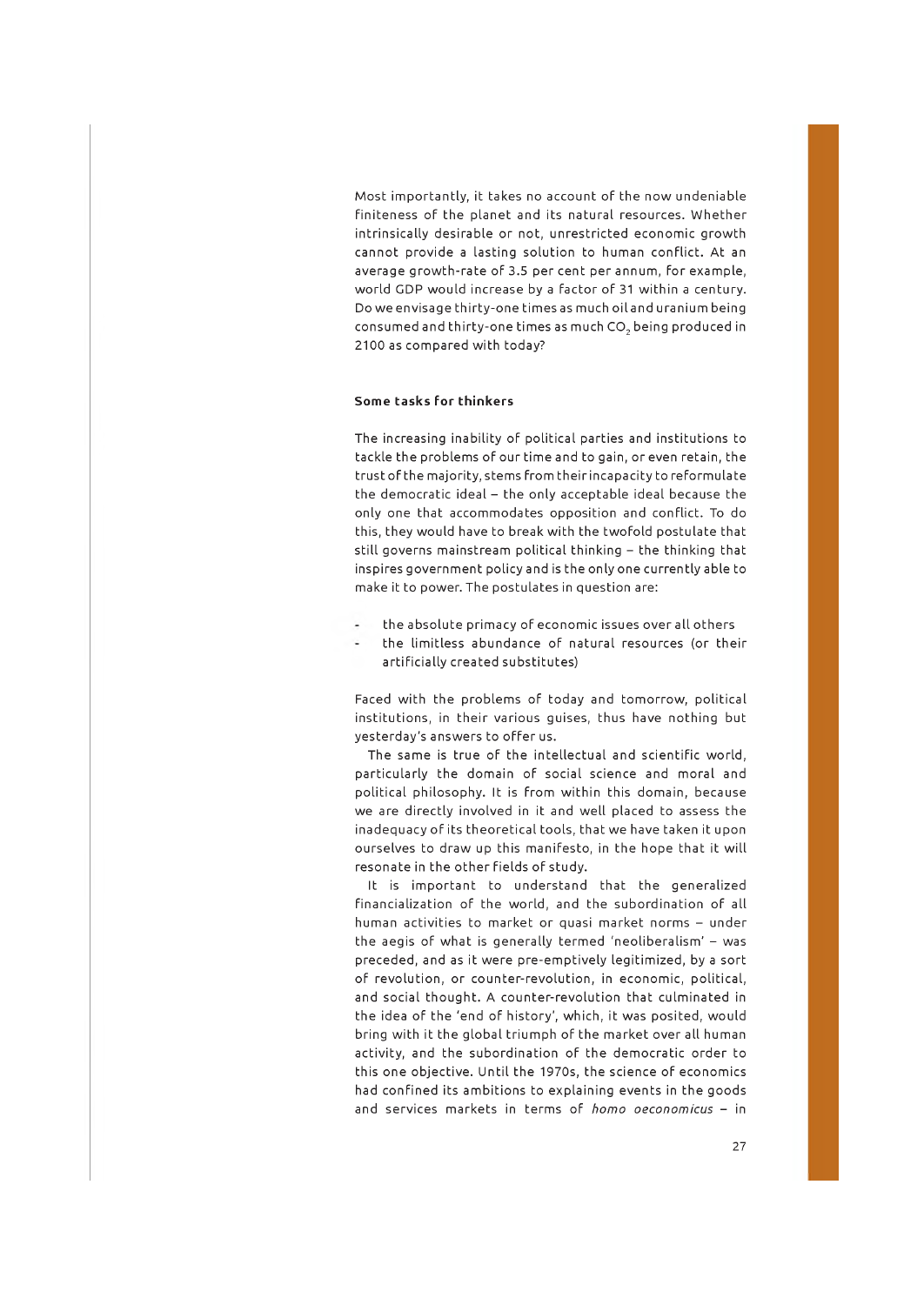Most importantly, it takes no account of the now undeniable finiteness of the planet and its natural resources. Whether intrinsically desirable or not, unrestricted economic growth cannot provide a lasting solution to human conflict. At an average growth-rate of 3.5 per cent per annum, for example, world GDP would increase by a factor of 31 within a century. Do we envisage thirty-one times as much oil and uranium being consumed and thirty-one times as much $CO_2$ being produced in 2100 as compared with today?

### Some tasks for thinkers

The increasing inability of political parties and institutions to tackle the problems of our time and to gain, or even retain, the trust of the majority, stems from their incapacity to reformulate the democratic ideal – the only acceptable ideal because the only one that accommodates opposition and conflict. To do this, they would have to break with the twofold postulate that still governs mainstream political thinking – the thinking that inspires government policy and is the only one currently able to make it to power. The postulates in question are:

- the absolute primacy of economic issues over all others
- the limitless abundance of natural resources (or their artificially created substitutes)

Faced with the problems of today and tomorrow, political institutions, in their various guises, thus have nothing but yesterday's answers to offer us.

The same is true of the intellectual and scientific world, particularly the domain of social science and moral and political philosophy. It is from within this domain, because we are directly involved in it and well placed to assess the inadequacy of its theoretical tools, that we have taken it upon ourselves to draw up this manifesto, in the hope that it will resonate in the other fields of study.

It is important to understand that the generalized financialization of the world, and the subordination of all human activities to market or quasi market norms – under the aegis of what is generally termed 'neoliberalism' – was preceded, and as it were pre-emptively legitimized, by a sort of revolution, or counter-revolution, in economic, political, and social thought. A counter-revolution that culminated in the idea of the 'end of history', which, it was posited, would bring with it the global triumph of the market over all human activity, and the subordination of the democratic order to this one objective. Until the 1970s, the science of economics had confined its ambitions to explaining events in the goods and services markets in terms of *homo oeconomicus* – in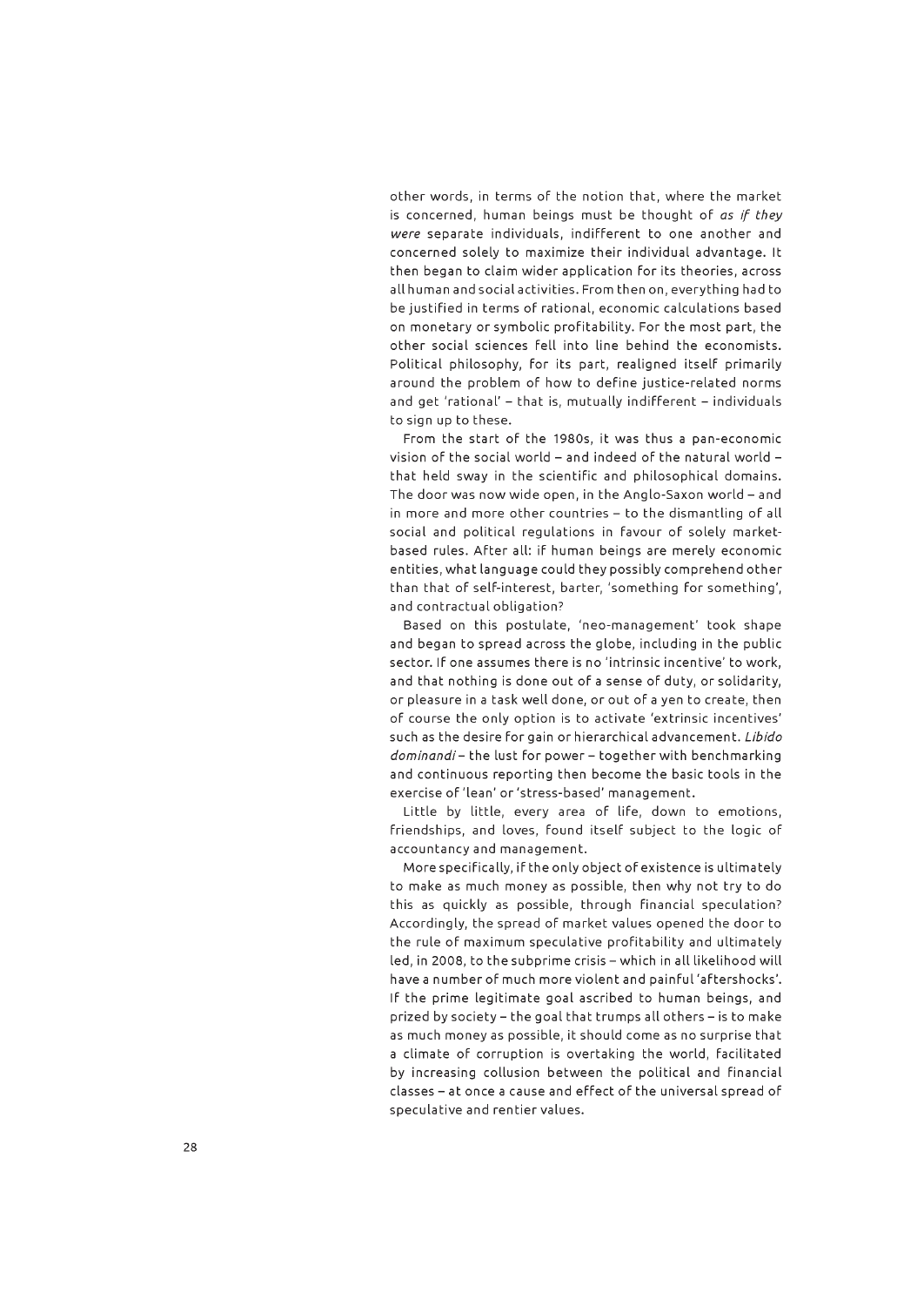other words, in terms of the notion that, where the market is concerned, human beings must be thought of *as if they were* separate individuals, indifferent to one another and concerned solely to maximize their individual advantage. It then began to claim wider application for its theories, across all human and social activities. From then on, everything had to be justified in terms of rational, economic calculations based on monetary or symbolic profitability. For the most part, the other social sciences fell into line behind the economists. Political philosophy, for its part, realigned itself primarily around the problem of how to define justice-related norms and get 'rational' – that is, mutually indifferent – individuals to sign up to these.

From the start of the 1980s, it was thus a pan-economic vision of the social world – and indeed of the natural world – that held sway in the scientific and philosophical domains. The door was now wide open, in the Anglo-Saxon world – and in more and more other countries – to the dismantling of all social and political regulations in favour of solely market-based rules. After all: if human beings are merely economic entities, what language could they possibly comprehend other than that of self-interest, barter, 'something for something', and contractual obligation?

Based on this postulate, 'neo-management' took shape and began to spread across the globe, including in the public sector. If one assumes there is no 'intrinsic incentive' to work, and that nothing is done out of a sense of duty, or solidarity, or pleasure in a task well done, or out of a yen to create, then of course the only option is to activate 'extrinsic incentives' such as the desire for gain or hierarchical advancement. *Libido dominandi* – the lust for power – together with benchmarking and continuous reporting then become the basic tools in the exercise of 'lean' or 'stress-based' management.

Little by little, every area of life, down to emotions, friendships, and loves, found itself subject to the logic of accountancy and management.

More specifically, if the only object of existence is ultimately to make as much money as possible, then why not try to do this as quickly as possible, through financial speculation? Accordingly, the spread of market values opened the door to the rule of maximum speculative profitability and ultimately led, in 2008, to the subprime crisis – which in all likelihood will have a number of much more violent and painful 'aftershocks'. If the prime legitimate goal ascribed to human beings, and prized by society – the goal that trumps all others – is to make as much money as possible, it should come as no surprise that a climate of corruption is overtaking the world, facilitated by increasing collusion between the political and financial classes – at once a cause and effect of the universal spread of speculative and rentier values.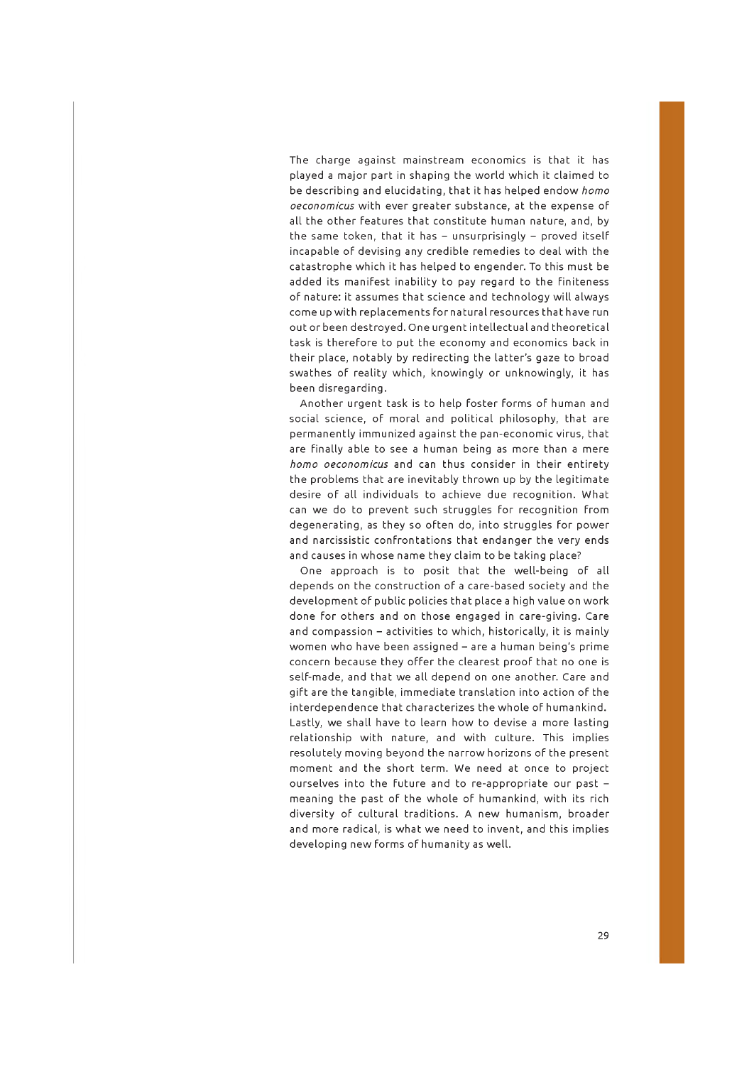The charge against mainstream economics is that it has played a major part in shaping the world which it claimed to be describing and elucidating, that it has helped endow *homo oeconomicus* with ever greater substance, at the expense of all the other features that constitute human nature, and, by the same token, that it has – unsurprisingly – proved itself incapable of devising any credible remedies to deal with the catastrophe which it has helped to engender. To this must be added its manifest inability to pay regard to the finiteness of nature: it assumes that science and technology will always come up with replacements for natural resources that have run out or been destroyed. One urgent intellectual and theoretical task is therefore to put the economy and economics back in their place, notably by redirecting the latter's gaze to broad swathes of reality which, knowingly or unknowingly, it has been disregarding.

Another urgent task is to help foster forms of human and social science, of moral and political philosophy, that are permanently immunized against the pan-economic virus, that are finally able to see a human being as more than a mere *homo oeconomicus* and can thus consider in their entirety the problems that are inevitably thrown up by the legitimate desire of all individuals to achieve due recognition. What can we do to prevent such struggles for recognition from degenerating, as they so often do, into struggles for power and narcissistic confrontations that endanger the very ends and causes in whose name they claim to be taking place?

One approach is to posit that the well-being of all depends on the construction of a care-based society and the development of public policies that place a high value on work done for others and on those engaged in care-giving. Care and compassion – activities to which, historically, it is mainly women who have been assigned – are a human being's prime concern because they offer the clearest proof that no one is self-made, and that we all depend on one another. Care and gift are the tangible, immediate translation into action of the interdependence that characterizes the whole of humankind.

Lastly, we shall have to learn how to devise a more lasting relationship with nature, and with culture. This implies resolutely moving beyond the narrow horizons of the present moment and the short term. We need at once to project ourselves into the future and to re-appropriate our past – meaning the past of the whole of humankind, with its rich diversity of cultural traditions. A new humanism, broader and more radical, is what we need to invent, and this implies developing new forms of humanity as well.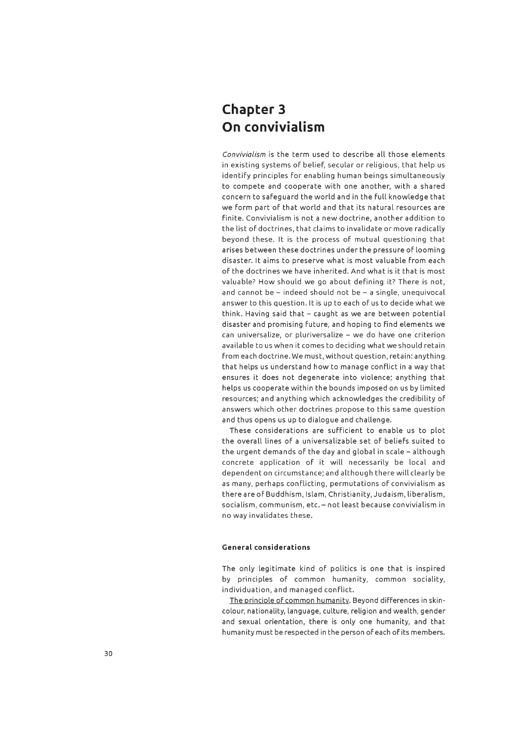# Chapter 3
# On convivialism

*Convivialism* is the term used to describe all those elements in existing systems of belief, secular or religious, that help us identify principles for enabling human beings simultaneously to compete and cooperate with one another, with a shared concern to safeguard the world and in the full knowledge that we form part of that world and that its natural resources are finite. Convivialism is not a new doctrine, another addition to the list of doctrines, that claims to invalidate or move radically beyond these. It is the process of mutual questioning that arises between these doctrines under the pressure of looming disaster. It aims to preserve what is most valuable from each of the doctrines we have inherited. And what is it that is most valuable? How should we go about defining it? There is not, and cannot be – indeed should not be – a single, unequivocal answer to this question. It is up to each of us to decide what we think. Having said that – caught as we are between potential disaster and promising future, and hoping to find elements we can universalize, or pluriversalize – we do have one criterion available to us when it comes to deciding what we should retain from each doctrine. We must, without question, retain: anything that helps us understand how to manage conflict in a way that ensures it does not degenerate into violence; anything that helps us cooperate within the bounds imposed on us by limited resources; and anything which acknowledges the credibility of answers which other doctrines propose to this same question and thus opens us up to dialogue and challenge.

These considerations are sufficient to enable us to plot the overall lines of a universalizable set of beliefs suited to the urgent demands of the day and global in scale – although concrete application of it will necessarily be local and dependent on circumstance; and although there will clearly be as many, perhaps conflicting, permutations of convivialism as there are of Buddhism, Islam, Christianity, Judaism, liberalism, socialism, communism, etc. – not least because convivialism in no way invalidates these.

### General considerations

The only legitimate kind of politics is one that is inspired by principles of common humanity, common sociality, individuation, and managed conflict.

The principle of common humanity. Beyond differences in skin-colour, nationality, language, culture, religion and wealth, gender and sexual orientation, there is only one humanity, and that humanity must be respected in the person of each of its members.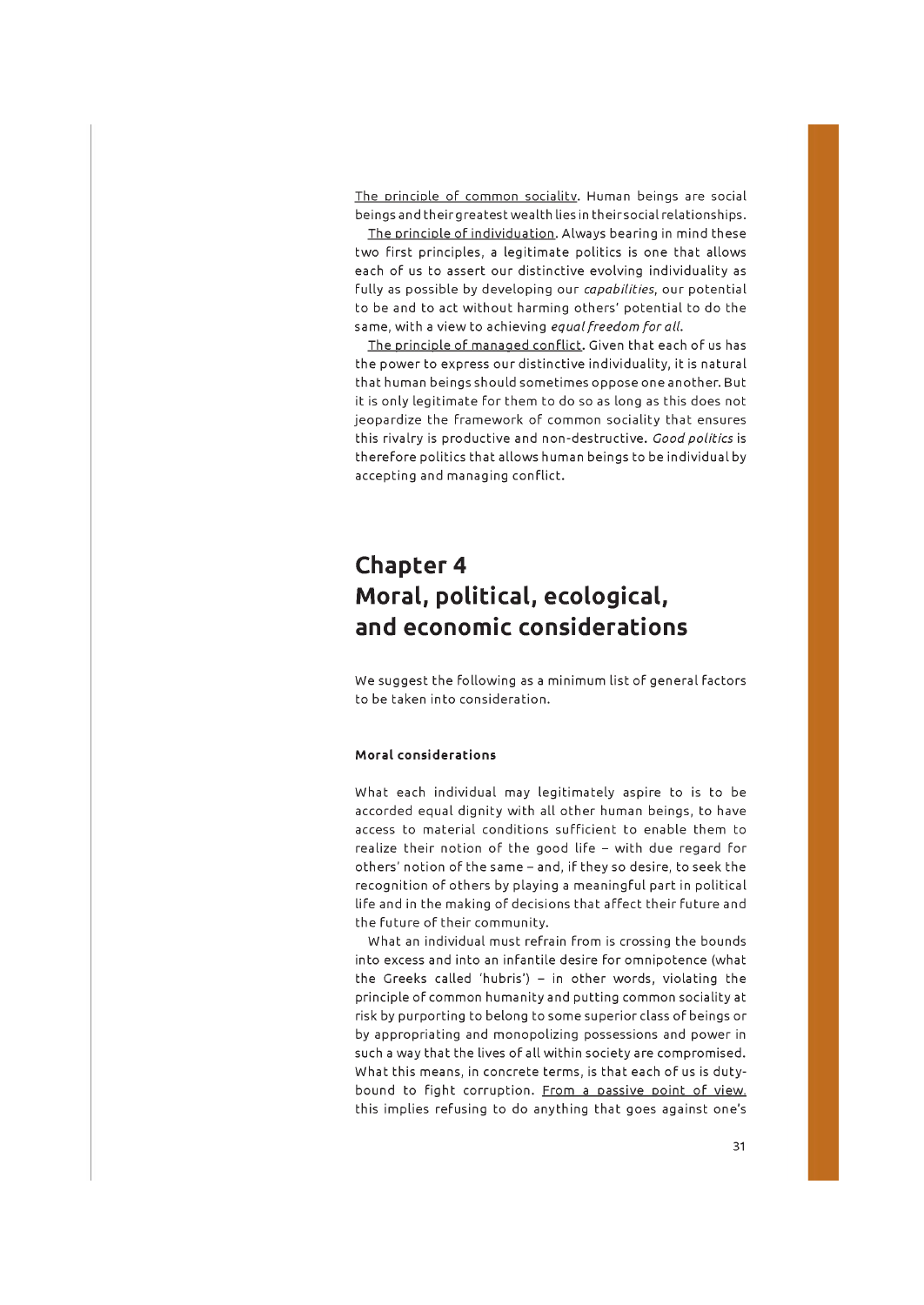The principle of common sociality. Human beings are social beings and their greatest wealth lies in their social relationships.

The principle of individuation. Always bearing in mind these two first principles, a legitimate politics is one that allows each of us to assert our distinctive evolving individuality as fully as possible by developing our *capabilities*, our potential to be and to act without harming others' potential to do the same, with a view to achieving *equal freedom for all*.

The principle of managed conflict. Given that each of us has the power to express our distinctive individuality, it is natural that human beings should sometimes oppose one another. But it is only legitimate for them to do so as long as this does not jeopardize the framework of common sociality that ensures this rivalry is productive and non-destructive. *Good politics* is therefore politics that allows human beings to be individual by accepting and managing conflict.

# Chapter 4
# Moral, political, ecological, and economic considerations

We suggest the following as a minimum list of general factors to be taken into consideration.

### Moral considerations

What each individual may legitimately aspire to is to be accorded equal dignity with all other human beings, to have access to material conditions sufficient to enable them to realize their notion of the good life – with due regard for others' notion of the same – and, if they so desire, to seek the recognition of others by playing a meaningful part in political life and in the making of decisions that affect their future and the future of their community.

What an individual must refrain from is crossing the bounds into excess and into an infantile desire for omnipotence (what the Greeks called 'hubris') – in other words, violating the principle of common humanity and putting common sociality at risk by purporting to belong to some superior class of beings or by appropriating and monopolizing possessions and power in such a way that the lives of all within society are compromised. What this means, in concrete terms, is that each of us is duty-bound to fight corruption. From a passive point of view, this implies refusing to do anything that goes against one's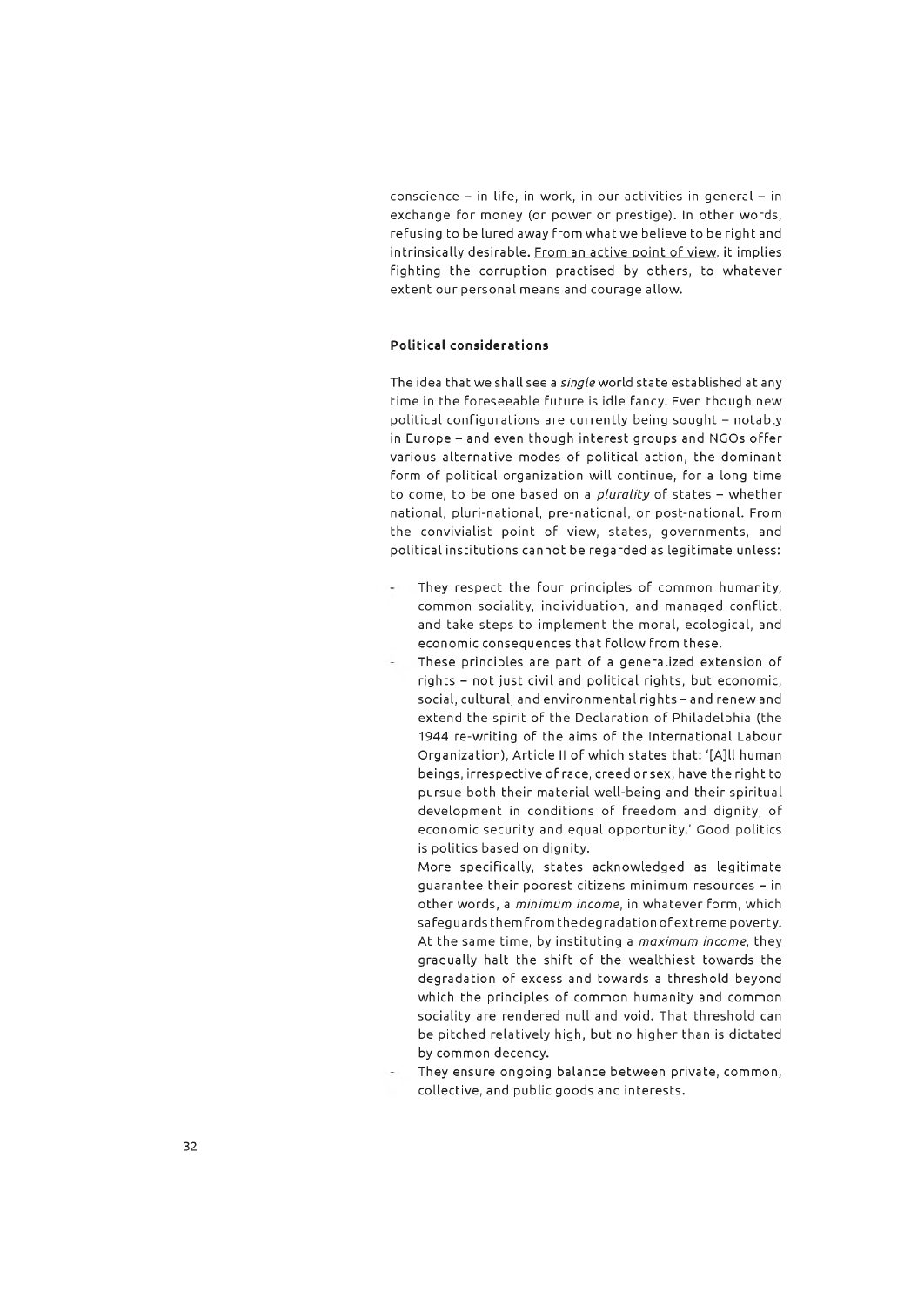conscience – in life, in work, in our activities in general – in exchange for money (or power or prestige). In other words, refusing to be lured away from what we believe to be right and intrinsically desirable. From an active point of view, it implies fighting the corruption practised by others, to whatever extent our personal means and courage allow.

#### Political considerations

The idea that we shall see a *single* world state established at any time in the foreseeable future is idle fancy. Even though new political configurations are currently being sought – notably in Europe – and even though interest groups and NGOs offer various alternative modes of political action, the dominant form of political organization will continue, for a long time to come, to be one based on a *plurality* of states – whether national, pluri-national, pre-national, or post-national. From the convivialist point of view, states, governments, and political institutions cannot be regarded as legitimate unless:

- They respect the four principles of common humanity, common sociality, individuation, and managed conflict, and take steps to implement the moral, ecological, and economic consequences that follow from these.
- These principles are part of a generalized extension of rights – not just civil and political rights, but economic, social, cultural, and environmental rights – and renew and extend the spirit of the Declaration of Philadelphia (the 1944 re-writing of the aims of the International Labour Organization), Article II of which states that: '[A]ll human beings, irrespective of race, creed or sex, have the right to pursue both their material well-being and their spiritual development in conditions of freedom and dignity, of economic security and equal opportunity.' Good politics is politics based on dignity.

  More specifically, states acknowledged as legitimate guarantee their poorest citizens minimum resources – in other words, a *minimum income*, in whatever form, which safeguards them from the degradation of extreme poverty. At the same time, by instituting a *maximum income*, they gradually halt the shift of the wealthiest towards the degradation of excess and towards a threshold beyond which the principles of common humanity and common sociality are rendered null and void. That threshold can be pitched relatively high, but no higher than is dictated by common decency.
- They ensure ongoing balance between private, common, collective, and public goods and interests.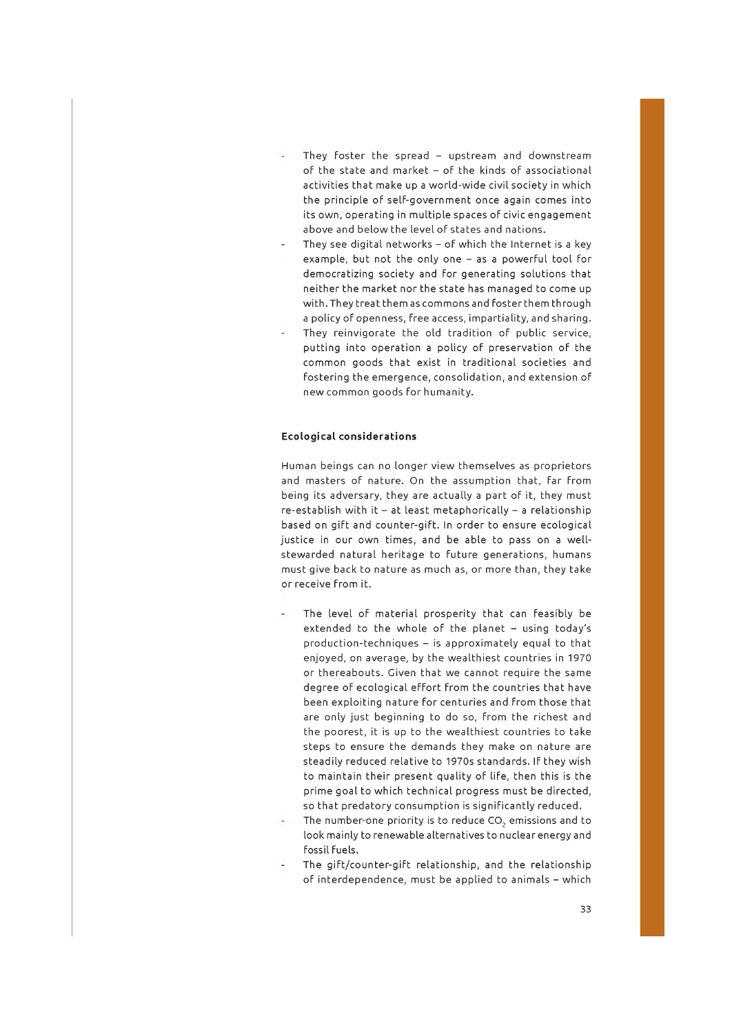- They foster the spread – upstream and downstream of the state and market – of the kinds of associational activities that make up a world-wide civil society in which the principle of self-government once again comes into its own, operating in multiple spaces of civic engagement above and below the level of states and nations.
- They see digital networks – of which the Internet is a key example, but not the only one – as a powerful tool for democratizing society and for generating solutions that neither the market nor the state has managed to come up with. They treat them as commons and foster them through a policy of openness, free access, impartiality, and sharing.
- They reinvigorate the old tradition of public service, putting into operation a policy of preservation of the common goods that exist in traditional societies and fostering the emergence, consolidation, and extension of new common goods for humanity.

#### Ecological considerations

Human beings can no longer view themselves as proprietors and masters of nature. On the assumption that, far from being its adversary, they are actually a part of it, they must re-establish with it – at least metaphorically – a relationship based on gift and counter-gift. In order to ensure ecological justice in our own times, and be able to pass on a well-stewarded natural heritage to future generations, humans must give back to nature as much as, or more than, they take or receive from it.

- The level of material prosperity that can feasibly be extended to the whole of the planet – using today's production-techniques – is approximately equal to that enjoyed, on average, by the wealthiest countries in 1970 or thereabouts. Given that we cannot require the same degree of ecological effort from the countries that have been exploiting nature for centuries and from those that are only just beginning to do so, from the richest and the poorest, it is up to the wealthiest countries to take steps to ensure the demands they make on nature are steadily reduced relative to 1970s standards. If they wish to maintain their present quality of life, then this is the prime goal to which technical progress must be directed, so that predatory consumption is significantly reduced.
- The number-one priority is to reduce $CO_2$ emissions and to look mainly to renewable alternatives to nuclear energy and fossil fuels.
- The gift/counter-gift relationship, and the relationship of interdependence, must be applied to animals – which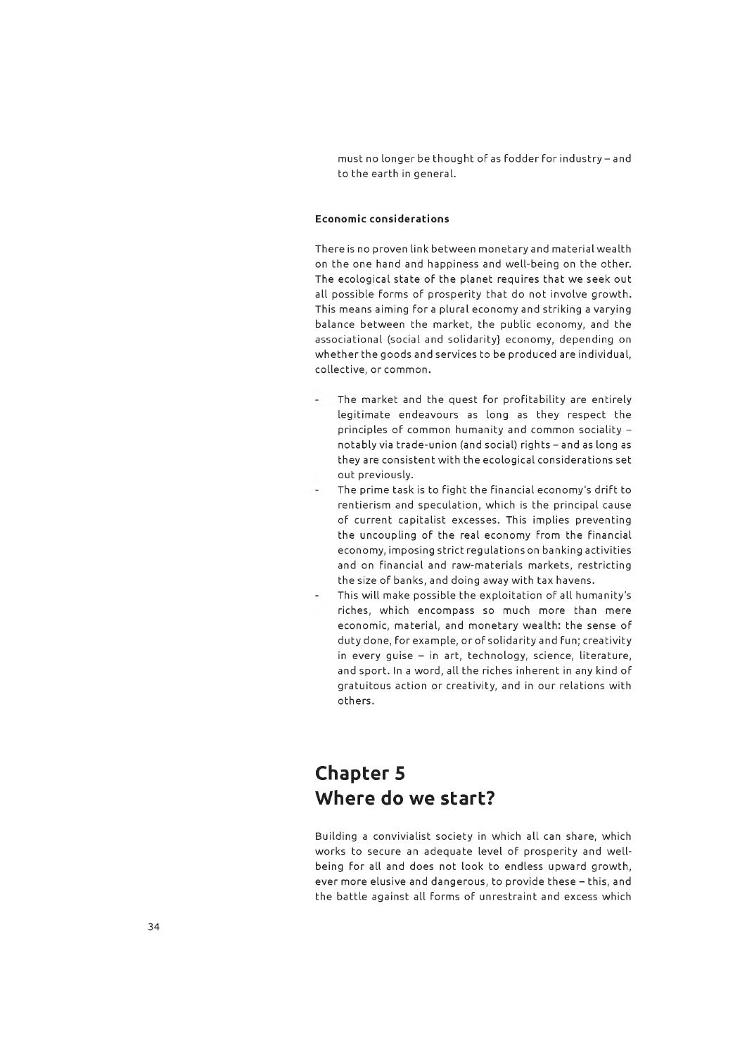must no longer be thought of as fodder for industry – and to the earth in general.

**Economic considerations**

There is no proven link between monetary and material wealth on the one hand and happiness and well-being on the other. The ecological state of the planet requires that we seek out all possible forms of prosperity that do not involve growth. This means aiming for a plural economy and striking a varying balance between the market, the public economy, and the associational (social and solidarity) economy, depending on whether the goods and services to be produced are individual, collective, or common.

- The market and the quest for profitability are entirely legitimate endeavours as long as they respect the principles of common humanity and common sociality – notably via trade-union (and social) rights – and as long as they are consistent with the ecological considerations set out previously.
- The prime task is to fight the financial economy's drift to rentierism and speculation, which is the principal cause of current capitalist excesses. This implies preventing the uncoupling of the real economy from the financial economy, imposing strict regulations on banking activities and on financial and raw-materials markets, restricting the size of banks, and doing away with tax havens.
- This will make possible the exploitation of all humanity's riches, which encompass so much more than mere economic, material, and monetary wealth: the sense of duty done, for example, or of solidarity and fun; creativity in every guise – in art, technology, science, literature, and sport. In a word, all the riches inherent in any kind of gratuitous action or creativity, and in our relations with others.

## Chapter 5
## Where do we start?

Building a convivialist society in which all can share, which works to secure an adequate level of prosperity and well-being for all and does not look to endless upward growth, ever more elusive and dangerous, to provide these – this, and the battle against all forms of unrestraint and excess which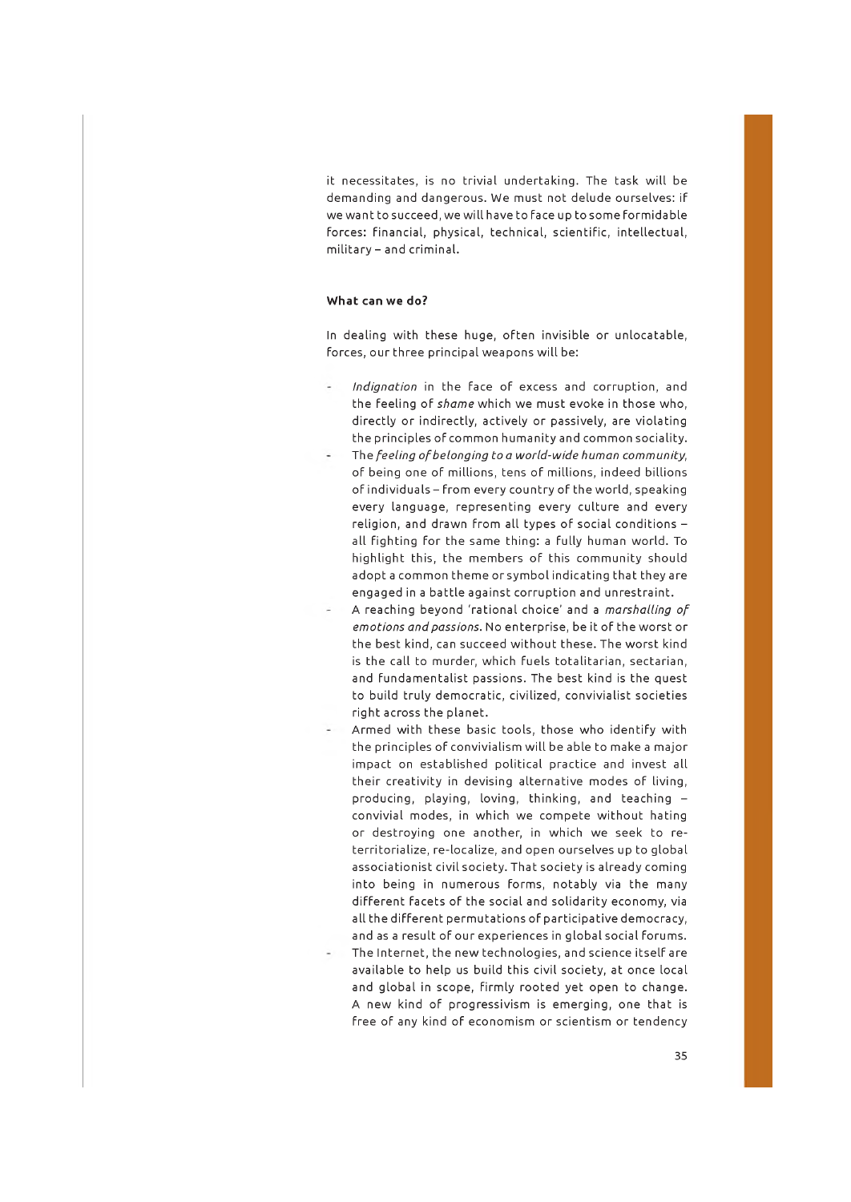it necessitates, is no trivial undertaking. The task will be demanding and dangerous. We must not delude ourselves: if we want to succeed, we will have to face up to some formidable forces: financial, physical, technical, scientific, intellectual, military – and criminal.

#### What can we do?

In dealing with these huge, often invisible or unlocatable, forces, our three principal weapons will be:

- *Indignation* in the face of excess and corruption, and the feeling of *shame* which we must evoke in those who, directly or indirectly, actively or passively, are violating the principles of common humanity and common sociality.
- The *feeling of belonging to a world-wide human community*, of being one of millions, tens of millions, indeed billions of individuals – from every country of the world, speaking every language, representing every culture and every religion, and drawn from all types of social conditions – all fighting for the same thing: a fully human world. To highlight this, the members of this community should adopt a common theme or symbol indicating that they are engaged in a battle against corruption and unrestraint.
- A reaching beyond 'rational choice' and a *marshalling of emotions and passions*. No enterprise, be it of the worst or the best kind, can succeed without these. The worst kind is the call to murder, which fuels totalitarian, sectarian, and fundamentalist passions. The best kind is the quest to build truly democratic, civilized, convivialist societies right across the planet.
- Armed with these basic tools, those who identify with the principles of convivialism will be able to make a major impact on established political practice and invest all their creativity in devising alternative modes of living, producing, playing, loving, thinking, and teaching – convivial modes, in which we compete without hating or destroying one another, in which we seek to re-territorialize, re-localize, and open ourselves up to global associationist civil society. That society is already coming into being in numerous forms, notably via the many different facets of the social and solidarity economy, via all the different permutations of participative democracy, and as a result of our experiences in global social forums.
- The Internet, the new technologies, and science itself are available to help us build this civil society, at once local and global in scope, firmly rooted yet open to change. A new kind of progressivism is emerging, one that is free of any kind of economism or scientism or tendency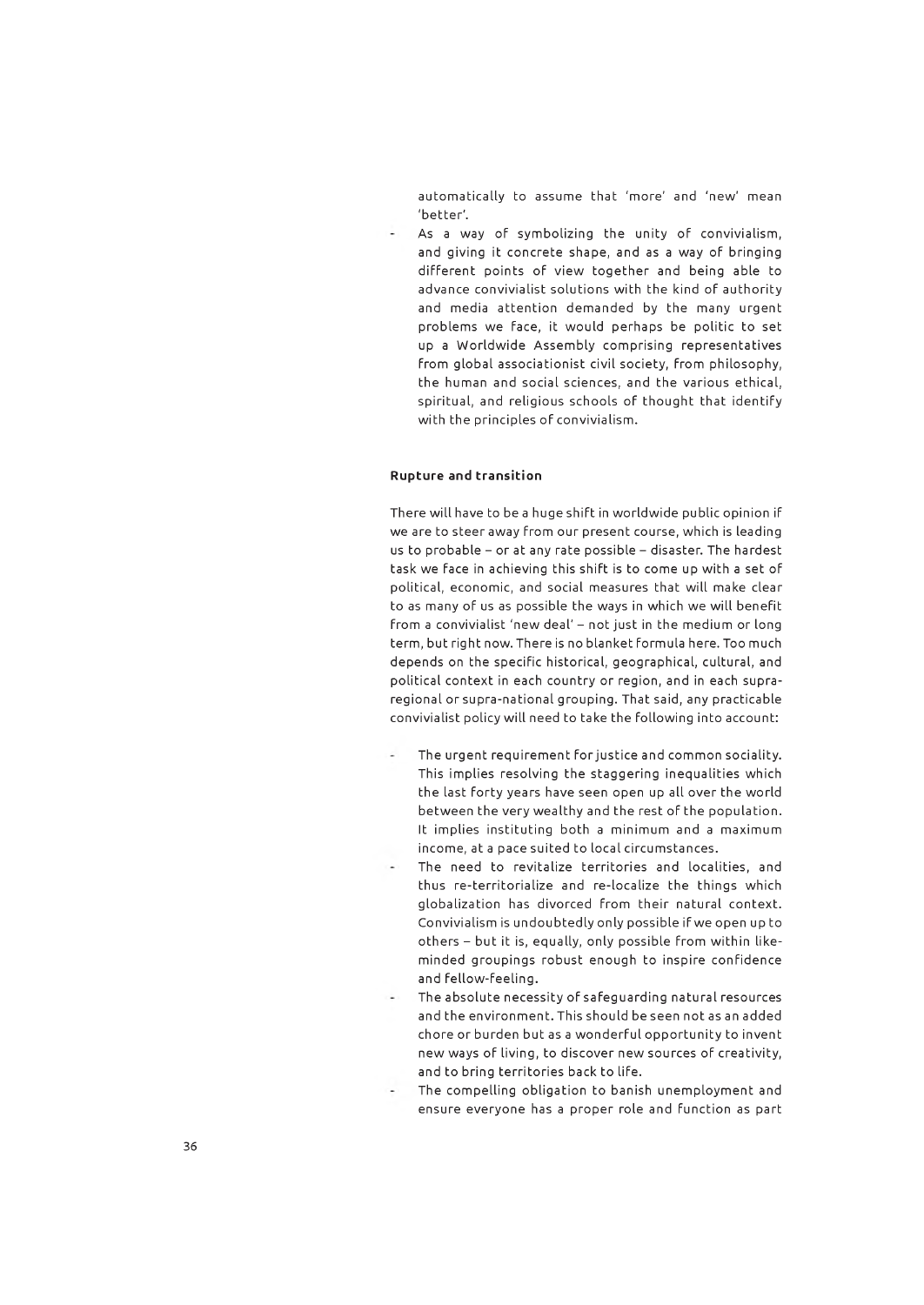automatically to assume that 'more' and 'new' mean 'better'.

- As a way of symbolizing the unity of convivialism, and giving it concrete shape, and as a way of bringing different points of view together and being able to advance convivialist solutions with the kind of authority and media attention demanded by the many urgent problems we face, it would perhaps be politic to set up a Worldwide Assembly comprising representatives from global associationist civil society, from philosophy, the human and social sciences, and the various ethical, spiritual, and religious schools of thought that identify with the principles of convivialism.

### Rupture and transition

There will have to be a huge shift in worldwide public opinion if we are to steer away from our present course, which is leading us to probable – or at any rate possible – disaster. The hardest task we face in achieving this shift is to come up with a set of political, economic, and social measures that will make clear to as many of us as possible the ways in which we will benefit from a convivialist 'new deal' – not just in the medium or long term, but right now. There is no blanket formula here. Too much depends on the specific historical, geographical, cultural, and political context in each country or region, and in each supra-regional or supra-national grouping. That said, any practicable convivialist policy will need to take the following into account:

- The urgent requirement for justice and common sociality. This implies resolving the staggering inequalities which the last forty years have seen open up all over the world between the very wealthy and the rest of the population. It implies instituting both a minimum and a maximum income, at a pace suited to local circumstances.
- The need to revitalize territories and localities, and thus re-territorialize and re-localize the things which globalization has divorced from their natural context. Convivialism is undoubtedly only possible if we open up to others – but it is, equally, only possible from within like-minded groupings robust enough to inspire confidence and fellow-feeling.
- The absolute necessity of safeguarding natural resources and the environment. This should be seen not as an added chore or burden but as a wonderful opportunity to invent new ways of living, to discover new sources of creativity, and to bring territories back to life.
- The compelling obligation to banish unemployment and ensure everyone has a proper role and function as part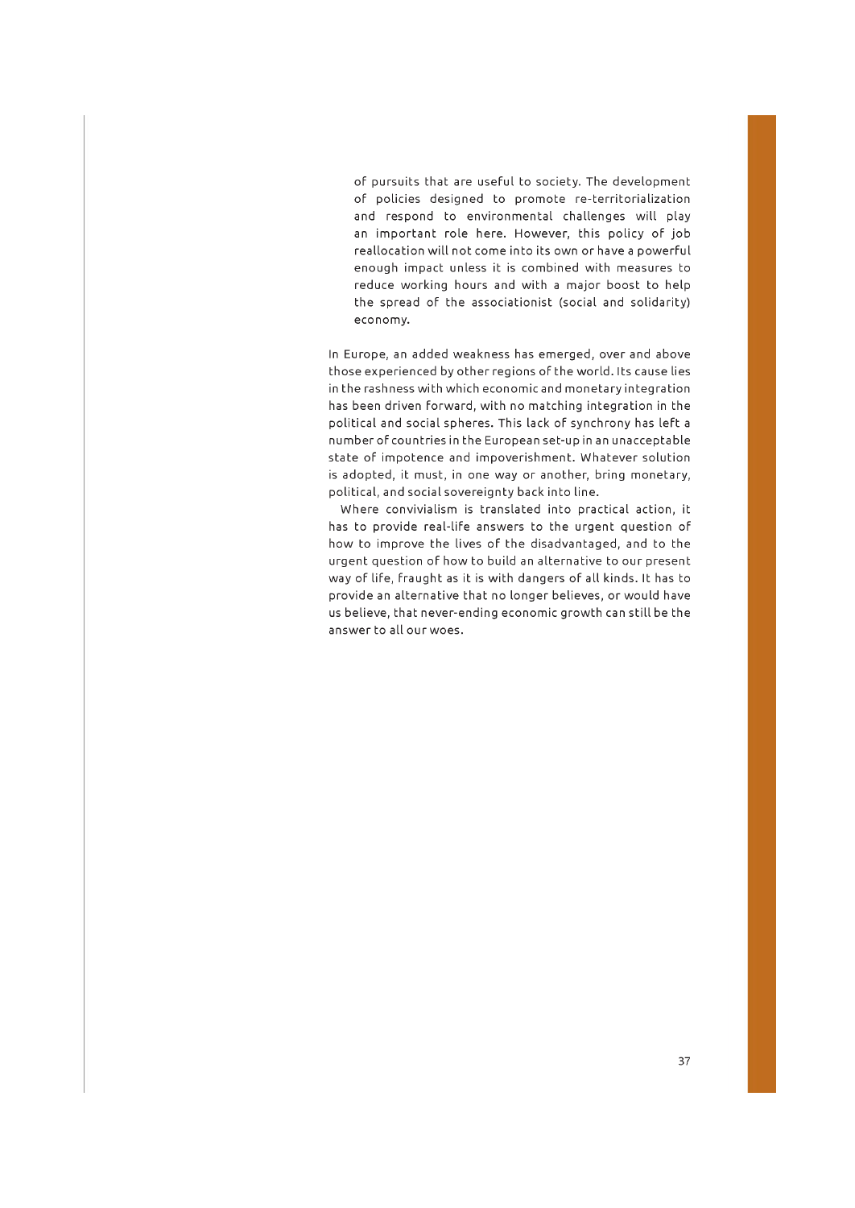of pursuits that are useful to society. The development of policies designed to promote re-territorialization and respond to environmental challenges will play an important role here. However, this policy of job reallocation will not come into its own or have a powerful enough impact unless it is combined with measures to reduce working hours and with a major boost to help the spread of the associationist (social and solidarity) economy.

In Europe, an added weakness has emerged, over and above those experienced by other regions of the world. Its cause lies in the rashness with which economic and monetary integration has been driven forward, with no matching integration in the political and social spheres. This lack of synchrony has left a number of countries in the European set-up in an unacceptable state of impotence and impoverishment. Whatever solution is adopted, it must, in one way or another, bring monetary, political, and social sovereignty back into line.

Where convivialism is translated into practical action, it has to provide real-life answers to the urgent question of how to improve the lives of the disadvantaged, and to the urgent question of how to build an alternative to our present way of life, fraught as it is with dangers of all kinds. It has to provide an alternative that no longer believes, or would have us believe, that never-ending economic growth can still be the answer to all our woes.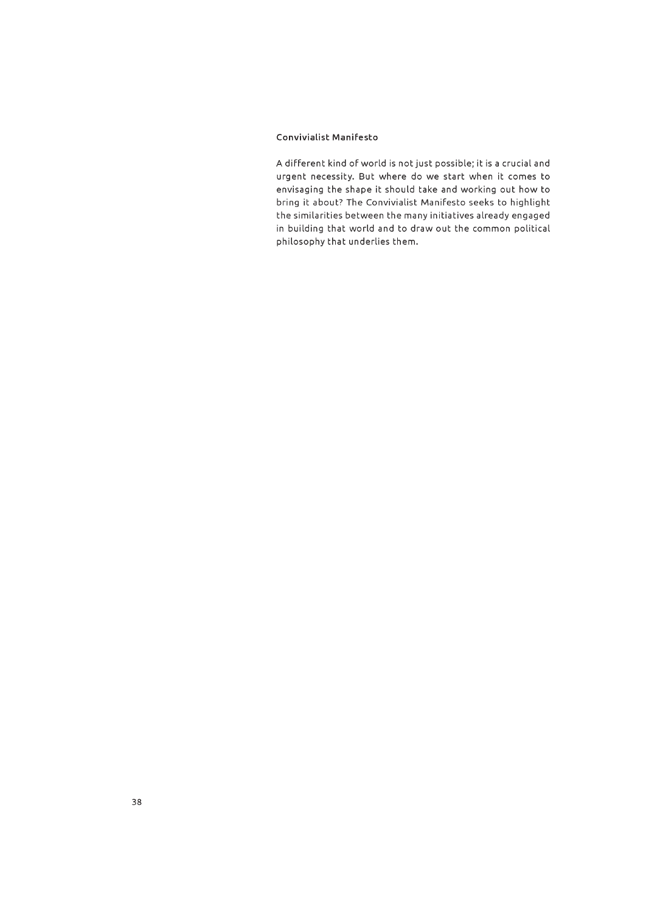### Convivialist Manifesto

A different kind of world is not just possible; it is a crucial and urgent necessity. But where do we start when it comes to envisaging the shape it should take and working out how to bring it about? The Convivialist Manifesto seeks to highlight the similarities between the many initiatives already engaged in building that world and to draw out the common political philosophy that underlies them.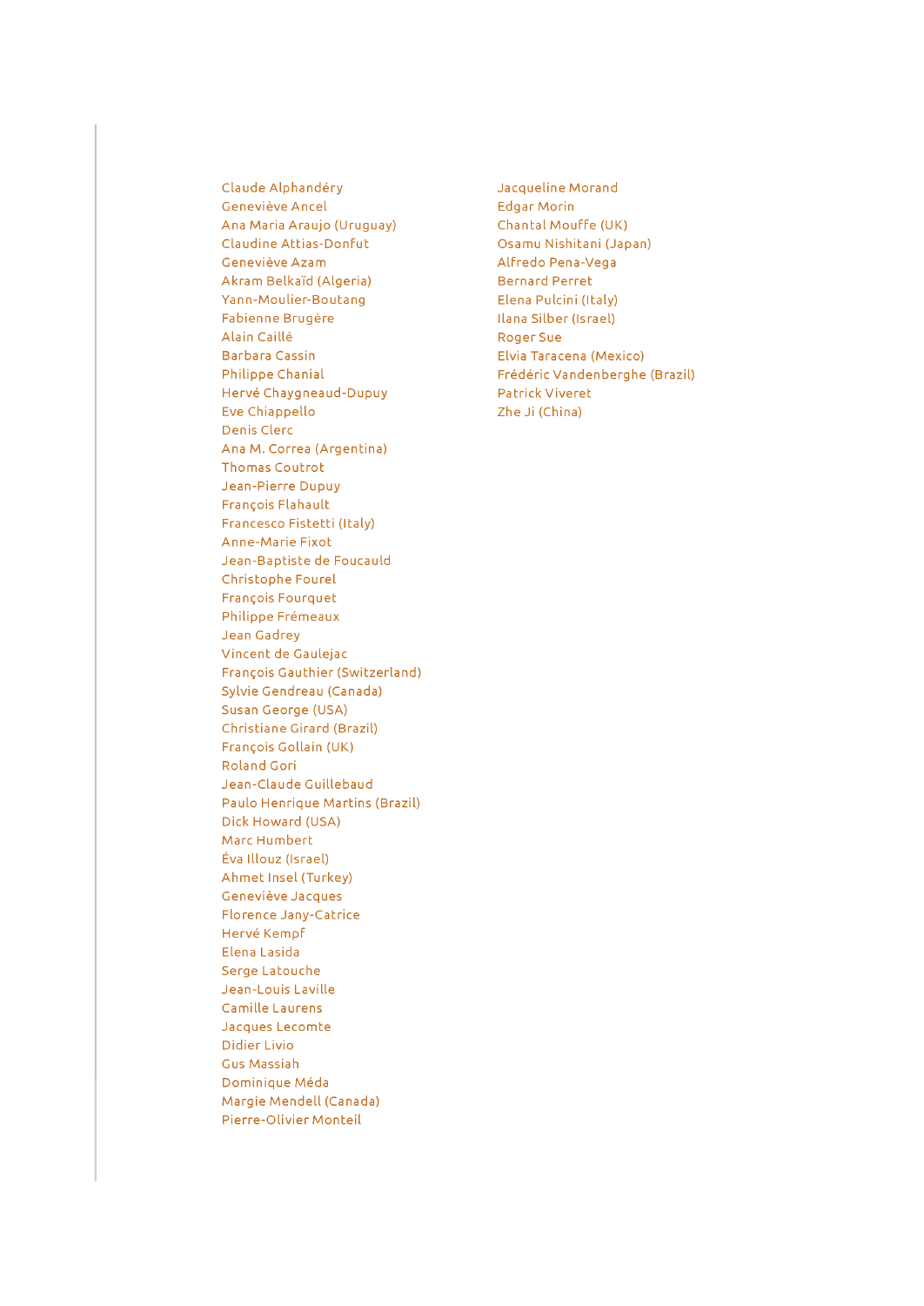Claude Alphandéry
Geneviève Ancel
Ana Maria Araujo (Uruguay)
Claudine Attias-Donfut
Geneviève Azam
Akram Belkaïd (Algeria)
Yann-Moulier-Boutang
Fabienne Brugère
Alain Caillé
Barbara Cassin
Philippe Chanial
Hervé Chaygneaud-Dupuy
Eve Chiappello
Denis Clerc
Ana M. Correa (Argentina)
Thomas Coutrot
Jean-Pierre Dupuy
François Flahault
Francesco Fistetti (Italy)
Anne-Marie Fixot
Jean-Baptiste de Foucauld
Christophe Fourel
François Fourquet
Philippe Frémeaux
Jean Gadrey
Vincent de Gaulejac
François Gauthier (Switzerland)
Sylvie Gendreau (Canada)
Susan George (USA)
Christiane Girard (Brazil)
François Gollain (UK)
Roland Gori
Jean-Claude Guillebaud
Paulo Henrique Martins (Brazil)
Dick Howard (USA)
Marc Humbert
Éva Illouz (Israel)
Ahmet Insel (Turkey)
Geneviève Jacques
Florence Jany-Catrice
Hervé Kempf
Elena Lasida
Serge Latouche
Jean-Louis Laville
Camille Laurens
Jacques Lecomte
Didier Livio
Gus Massiah
Dominique Méda
Margie Mendell (Canada)
Pierre-Olivier Monteil
Jacqueline Morand
Edgar Morin
Chantal Mouffe (UK)
Osamu Nishitani (Japan)
Alfredo Pena-Vega
Bernard Perret
Elena Pulcini (Italy)
Ilana Silber (Israel)
Roger Sue
Elvia Taracena (Mexico)
Frédéric Vandenberghe (Brazil)
Patrick Viveret
Zhe Ji (China)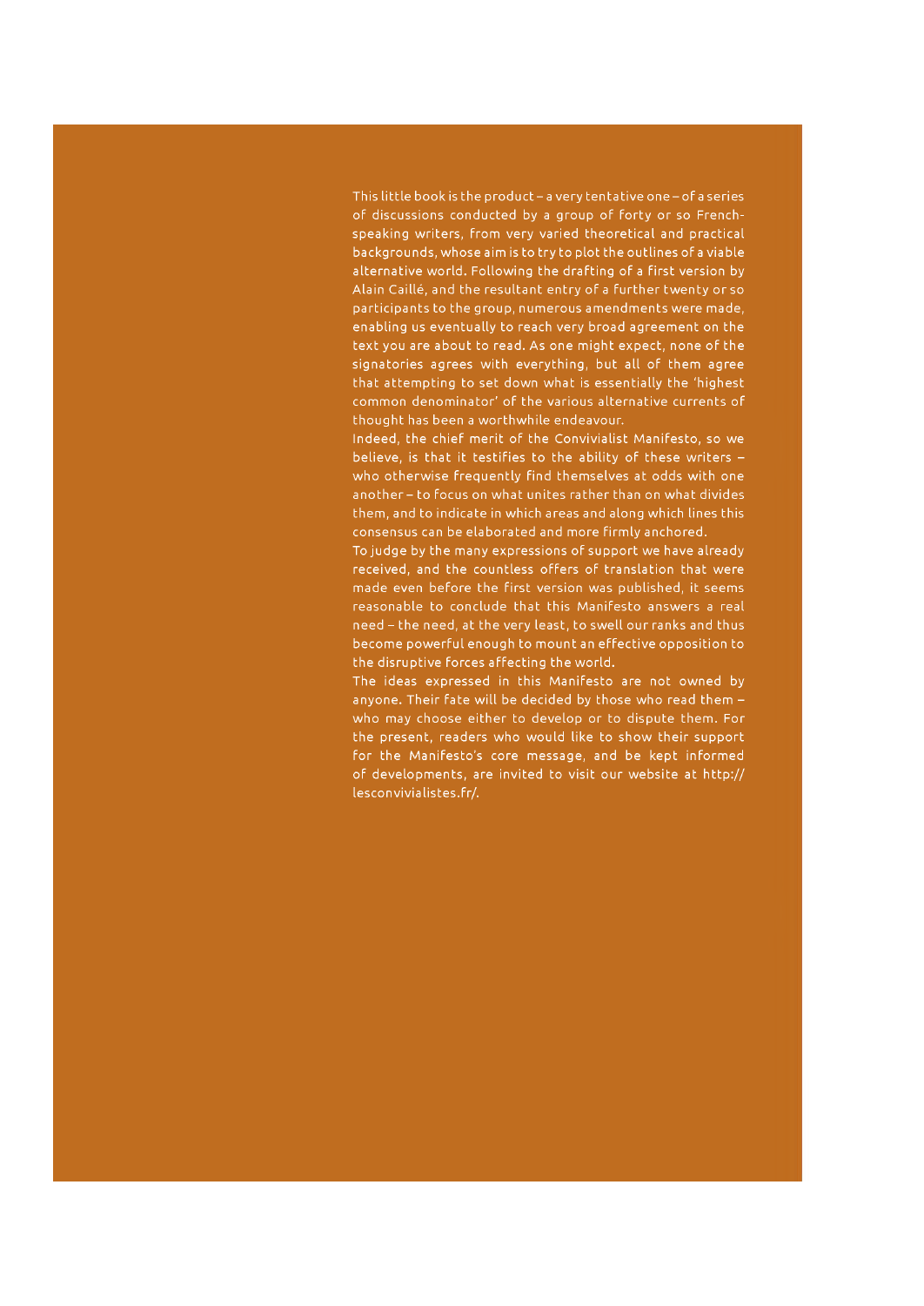This little book is the product – a very tentative one – of a series of discussions conducted by a group of forty or so French-speaking writers, from very varied theoretical and practical backgrounds, whose aim is to try to plot the outlines of a viable alternative world. Following the drafting of a first version by Alain Caillé, and the resultant entry of a further twenty or so participants to the group, numerous amendments were made, enabling us eventually to reach very broad agreement on the text you are about to read. As one might expect, none of the signatories agrees with everything, but all of them agree that attempting to set down what is essentially the 'highest common denominator' of the various alternative currents of thought has been a worthwhile endeavour.

Indeed, the chief merit of the Convivialist Manifesto, so we believe, is that it testifies to the ability of these writers – who otherwise frequently find themselves at odds with one another – to focus on what unites rather than on what divides them, and to indicate in which areas and along which lines this consensus can be elaborated and more firmly anchored.

To judge by the many expressions of support we have already received, and the countless offers of translation that were made even before the first version was published, it seems reasonable to conclude that this Manifesto answers a real need – the need, at the very least, to swell our ranks and thus become powerful enough to mount an effective opposition to the disruptive forces affecting the world.

The ideas expressed in this Manifesto are not owned by anyone. Their fate will be decided by those who read them – who may choose either to develop or to dispute them. For the present, readers who would like to show their support for the Manifesto's core message, and be kept informed of developments, are invited to visit our website at http://lesconvivialistes.fr/.